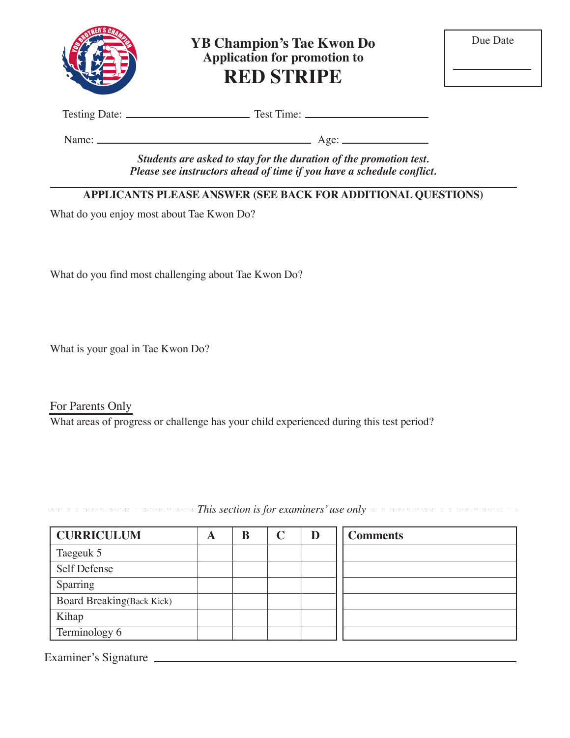# YB Champion's Tae Kwon Do

## Application for promotion to

# RED STRIPE

Due Date ____________

Testing Date: ____________________ Test Time: ____________________

Name: ________________________________ Age: ____________

***Students are asked to stay for the duration of the promotion test.***
***Please see instructors ahead of time if you have a schedule conflict.***

**APPLICANTS PLEASE ANSWER (SEE BACK FOR ADDITIONAL QUESTIONS)**

What do you enjoy most about Tae Kwon Do?

What do you find most challenging about Tae Kwon Do?

What is your goal in Tae Kwon Do?

For Parents Only

What areas of progress or challenge has your child experienced during this test period?

*This section is for examiners' use only*

| CURRICULUM | A | B | C | D |
|---|---|---|---|---|
| Taegeuk 5 | | | | |
| Self Defense | | | | |
| Sparring | | | | |
| Board Breaking(Back Kick) | | | | |
| Kihap | | | | |
| Terminology 6 | | | | |

| Comments |
|---|
| |
| |
| |
| |
| |
| |

Examiner's Signature ________________________________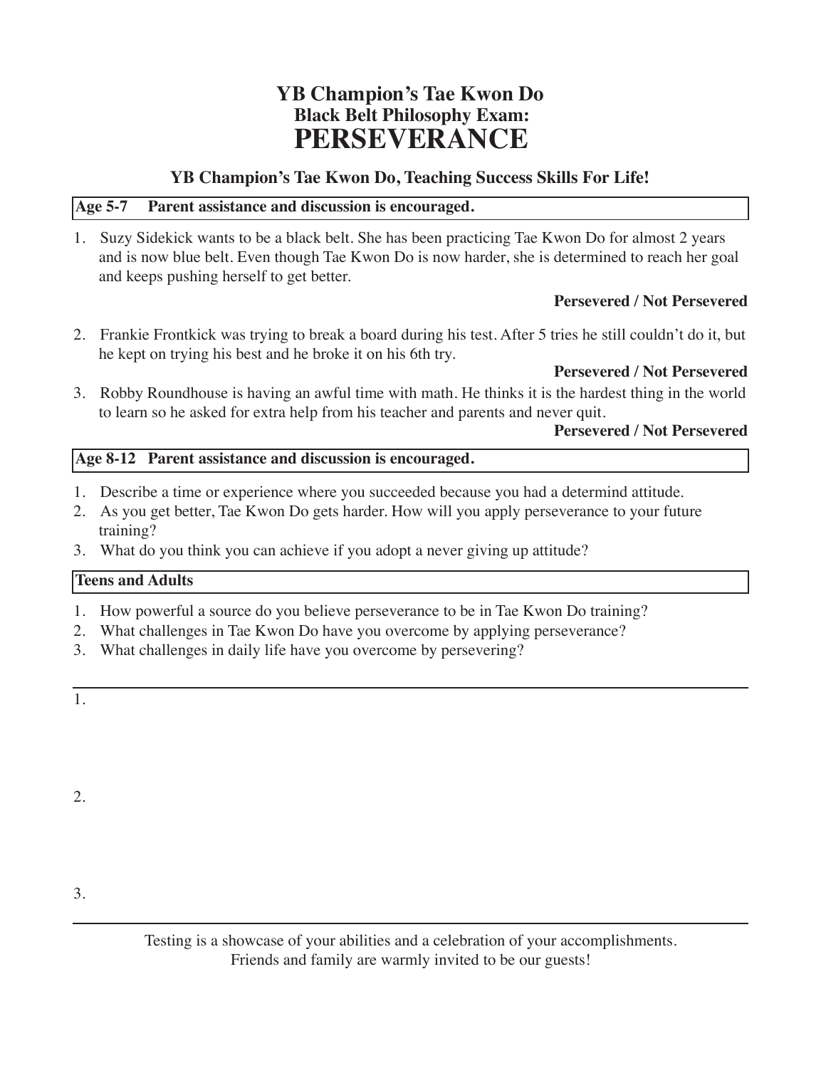# YB Champion's Tae Kwon Do
## Black Belt Philosophy Exam:
# PERSEVERANCE

### YB Champion's Tae Kwon Do, Teaching Success Skills For Life!

**Age 5-7 Parent assistance and discussion is encouraged.**

1. Suzy Sidekick wants to be a black belt. She has been practicing Tae Kwon Do for almost 2 years and is now blue belt. Even though Tae Kwon Do is now harder, she is determined to reach her goal and keeps pushing herself to get better.

   **Persevered / Not Persevered**

2. Frankie Frontkick was trying to break a board during his test. After 5 tries he still couldn't do it, but he kept on trying his best and he broke it on his 6th try.

   **Persevered / Not Persevered**

3. Robby Roundhouse is having an awful time with math. He thinks it is the hardest thing in the world to learn so he asked for extra help from his teacher and parents and never quit.

   **Persevered / Not Persevered**

**Age 8-12 Parent assistance and discussion is encouraged.**

1. Describe a time or experience where you succeeded because you had a determind attitude.
2. As you get better, Tae Kwon Do gets harder. How will you apply perseverance to your future training?
3. What do you think you can achieve if you adopt a never giving up attitude?

**Teens and Adults**

1. How powerful a source do you believe perseverance to be in Tae Kwon Do training?
2. What challenges in Tae Kwon Do have you overcome by applying perseverance?
3. What challenges in daily life have you overcome by persevering?

---

1.

2.

3.

---

Testing is a showcase of your abilities and a celebration of your accomplishments.
Friends and family are warmly invited to be our guests!